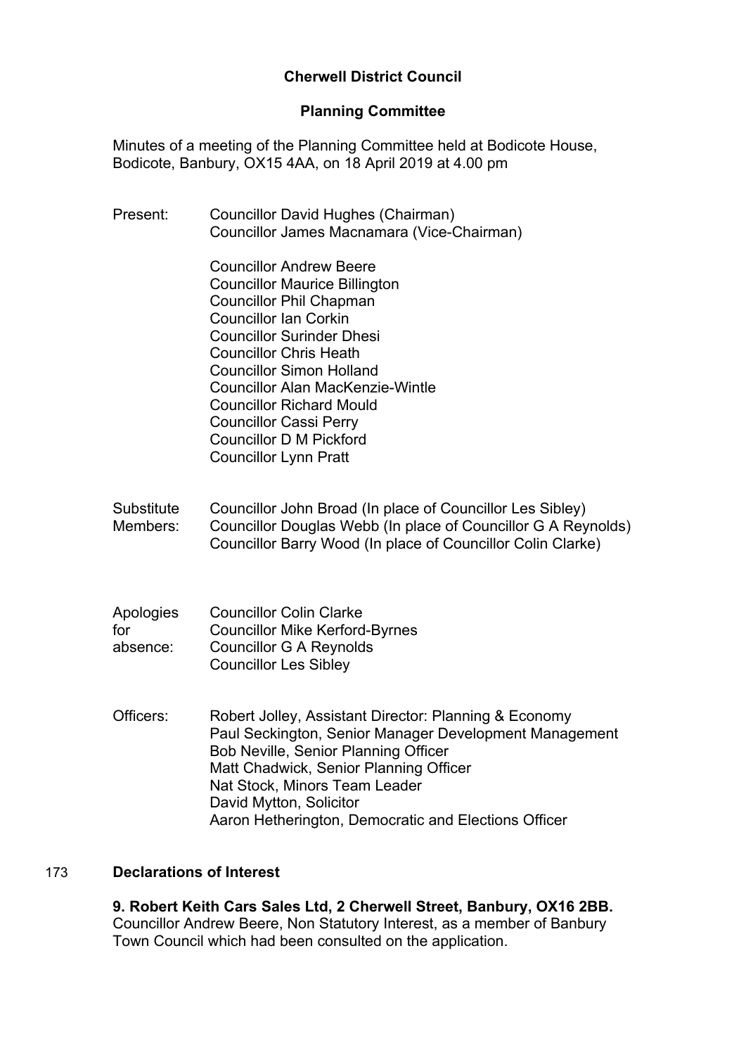# Cherwell District Council

## Planning Committee

Minutes of a meeting of the Planning Committee held at Bodicote House, Bodicote, Banbury, OX15 4AA, on 18 April 2019 at 4.00 pm

Present: Councillor David Hughes (Chairman)
Councillor James Macnamara (Vice-Chairman)

Councillor Andrew Beere
Councillor Maurice Billington
Councillor Phil Chapman
Councillor Ian Corkin
Councillor Surinder Dhesi
Councillor Chris Heath
Councillor Simon Holland
Councillor Alan MacKenzie-Wintle
Councillor Richard Mould
Councillor Cassi Perry
Councillor D M Pickford
Councillor Lynn Pratt

Substitute Members: Councillor John Broad (In place of Councillor Les Sibley)
Councillor Douglas Webb (In place of Councillor G A Reynolds)
Councillor Barry Wood (In place of Councillor Colin Clarke)

Apologies for absence: Councillor Colin Clarke
Councillor Mike Kerford-Byrnes
Councillor G A Reynolds
Councillor Les Sibley

Officers: Robert Jolley, Assistant Director: Planning & Economy
Paul Seckington, Senior Manager Development Management
Bob Neville, Senior Planning Officer
Matt Chadwick, Senior Planning Officer
Nat Stock, Minors Team Leader
David Mytton, Solicitor
Aaron Hetherington, Democratic and Elections Officer

### 173 Declarations of Interest

**9. Robert Keith Cars Sales Ltd, 2 Cherwell Street, Banbury, OX16 2BB.**
Councillor Andrew Beere, Non Statutory Interest, as a member of Banbury Town Council which had been consulted on the application.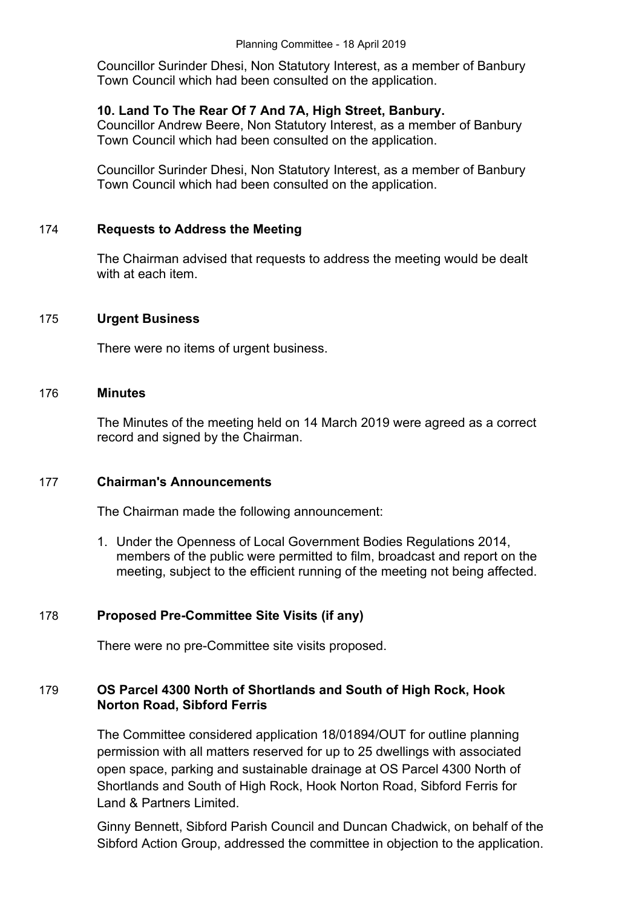Councillor Surinder Dhesi, Non Statutory Interest, as a member of Banbury Town Council which had been consulted on the application.

**10. Land To The Rear Of 7 And 7A, High Street, Banbury.**

Councillor Andrew Beere, Non Statutory Interest, as a member of Banbury Town Council which had been consulted on the application.

Councillor Surinder Dhesi, Non Statutory Interest, as a member of Banbury Town Council which had been consulted on the application.

## 174 Requests to Address the Meeting

The Chairman advised that requests to address the meeting would be dealt with at each item.

## 175 Urgent Business

There were no items of urgent business.

## 176 Minutes

The Minutes of the meeting held on 14 March 2019 were agreed as a correct record and signed by the Chairman.

## 177 Chairman's Announcements

The Chairman made the following announcement:

1. Under the Openness of Local Government Bodies Regulations 2014, members of the public were permitted to film, broadcast and report on the meeting, subject to the efficient running of the meeting not being affected.

## 178 Proposed Pre-Committee Site Visits (if any)

There were no pre-Committee site visits proposed.

## 179 OS Parcel 4300 North of Shortlands and South of High Rock, Hook Norton Road, Sibford Ferris

The Committee considered application 18/01894/OUT for outline planning permission with all matters reserved for up to 25 dwellings with associated open space, parking and sustainable drainage at OS Parcel 4300 North of Shortlands and South of High Rock, Hook Norton Road, Sibford Ferris for Land & Partners Limited.

Ginny Bennett, Sibford Parish Council and Duncan Chadwick, on behalf of the Sibford Action Group, addressed the committee in objection to the application.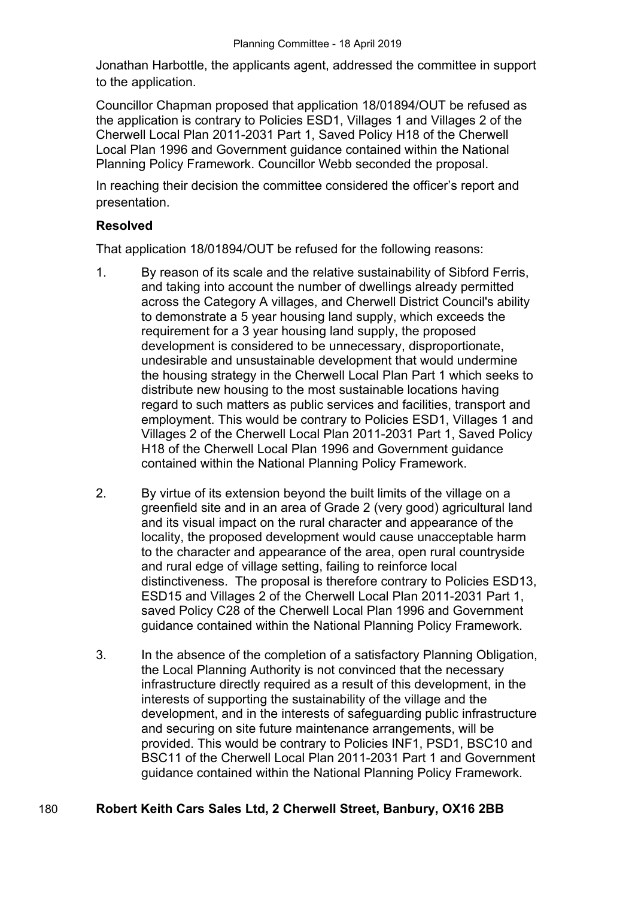Jonathan Harbottle, the applicants agent, addressed the committee in support to the application.

Councillor Chapman proposed that application 18/01894/OUT be refused as the application is contrary to Policies ESD1, Villages 1 and Villages 2 of the Cherwell Local Plan 2011-2031 Part 1, Saved Policy H18 of the Cherwell Local Plan 1996 and Government guidance contained within the National Planning Policy Framework. Councillor Webb seconded the proposal.

In reaching their decision the committee considered the officer's report and presentation.

**Resolved**

That application 18/01894/OUT be refused for the following reasons:

1. By reason of its scale and the relative sustainability of Sibford Ferris, and taking into account the number of dwellings already permitted across the Category A villages, and Cherwell District Council's ability to demonstrate a 5 year housing land supply, which exceeds the requirement for a 3 year housing land supply, the proposed development is considered to be unnecessary, disproportionate, undesirable and unsustainable development that would undermine the housing strategy in the Cherwell Local Plan Part 1 which seeks to distribute new housing to the most sustainable locations having regard to such matters as public services and facilities, transport and employment. This would be contrary to Policies ESD1, Villages 1 and Villages 2 of the Cherwell Local Plan 2011-2031 Part 1, Saved Policy H18 of the Cherwell Local Plan 1996 and Government guidance contained within the National Planning Policy Framework.

2. By virtue of its extension beyond the built limits of the village on a greenfield site and in an area of Grade 2 (very good) agricultural land and its visual impact on the rural character and appearance of the locality, the proposed development would cause unacceptable harm to the character and appearance of the area, open rural countryside and rural edge of village setting, failing to reinforce local distinctiveness. The proposal is therefore contrary to Policies ESD13, ESD15 and Villages 2 of the Cherwell Local Plan 2011-2031 Part 1, saved Policy C28 of the Cherwell Local Plan 1996 and Government guidance contained within the National Planning Policy Framework.

3. In the absence of the completion of a satisfactory Planning Obligation, the Local Planning Authority is not convinced that the necessary infrastructure directly required as a result of this development, in the interests of supporting the sustainability of the village and the development, and in the interests of safeguarding public infrastructure and securing on site future maintenance arrangements, will be provided. This would be contrary to Policies INF1, PSD1, BSC10 and BSC11 of the Cherwell Local Plan 2011-2031 Part 1 and Government guidance contained within the National Planning Policy Framework.

## 180 Robert Keith Cars Sales Ltd, 2 Cherwell Street, Banbury, OX16 2BB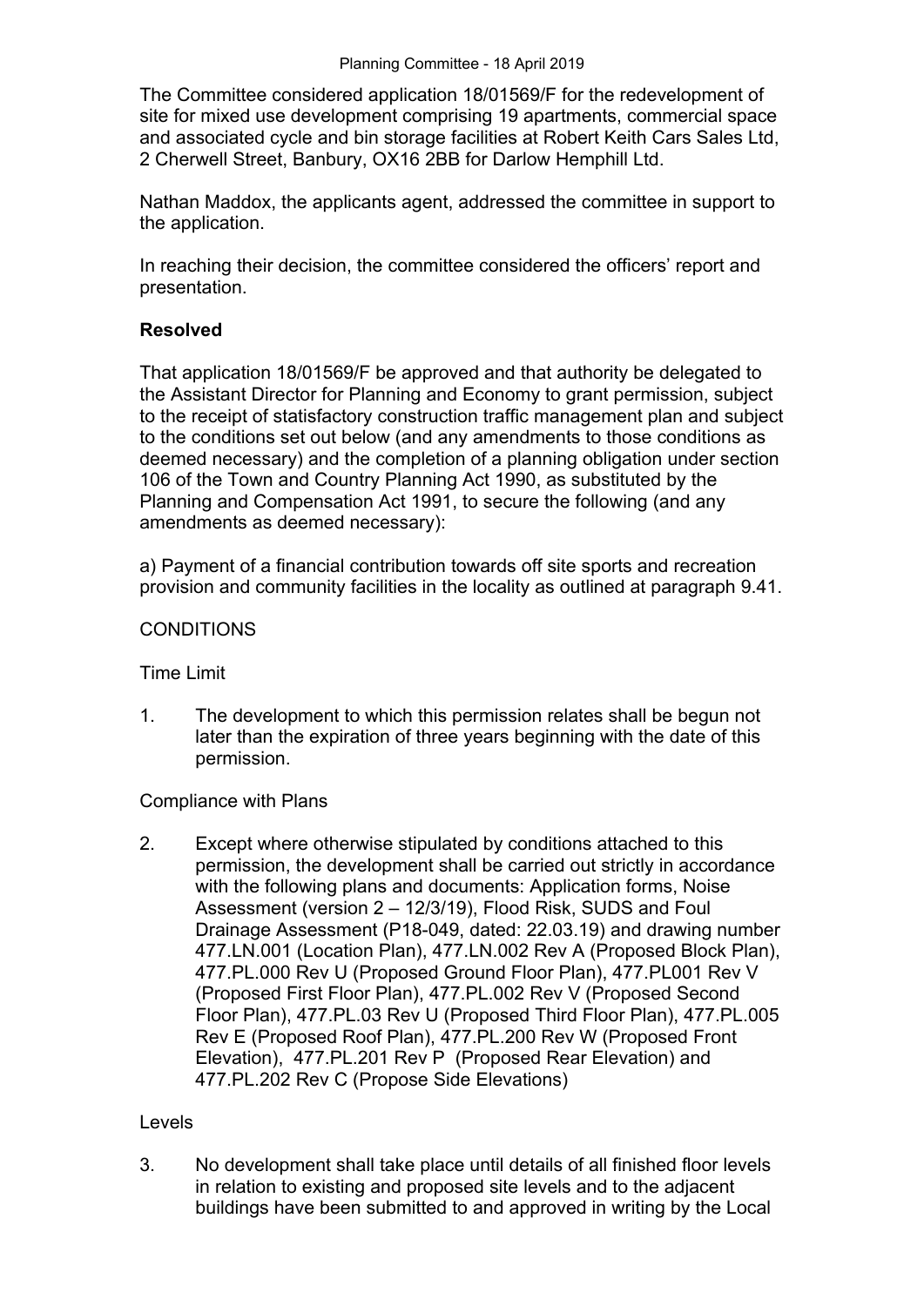The Committee considered application 18/01569/F for the redevelopment of site for mixed use development comprising 19 apartments, commercial space and associated cycle and bin storage facilities at Robert Keith Cars Sales Ltd, 2 Cherwell Street, Banbury, OX16 2BB for Darlow Hemphill Ltd.

Nathan Maddox, the applicants agent, addressed the committee in support to the application.

In reaching their decision, the committee considered the officers' report and presentation.

**Resolved**

That application 18/01569/F be approved and that authority be delegated to the Assistant Director for Planning and Economy to grant permission, subject to the receipt of statisfactory construction traffic management plan and subject to the conditions set out below (and any amendments to those conditions as deemed necessary) and the completion of a planning obligation under section 106 of the Town and Country Planning Act 1990, as substituted by the Planning and Compensation Act 1991, to secure the following (and any amendments as deemed necessary):

a) Payment of a financial contribution towards off site sports and recreation provision and community facilities in the locality as outlined at paragraph 9.41.

CONDITIONS

Time Limit

1. The development to which this permission relates shall be begun not later than the expiration of three years beginning with the date of this permission.

Compliance with Plans

2. Except where otherwise stipulated by conditions attached to this permission, the development shall be carried out strictly in accordance with the following plans and documents: Application forms, Noise Assessment (version 2 – 12/3/19), Flood Risk, SUDS and Foul Drainage Assessment (P18-049, dated: 22.03.19) and drawing number 477.LN.001 (Location Plan), 477.LN.002 Rev A (Proposed Block Plan), 477.PL.000 Rev U (Proposed Ground Floor Plan), 477.PL001 Rev V (Proposed First Floor Plan), 477.PL.002 Rev V (Proposed Second Floor Plan), 477.PL.03 Rev U (Proposed Third Floor Plan), 477.PL.005 Rev E (Proposed Roof Plan), 477.PL.200 Rev W (Proposed Front Elevation), 477.PL.201 Rev P (Proposed Rear Elevation) and 477.PL.202 Rev C (Propose Side Elevations)

Levels

3. No development shall take place until details of all finished floor levels in relation to existing and proposed site levels and to the adjacent buildings have been submitted to and approved in writing by the Local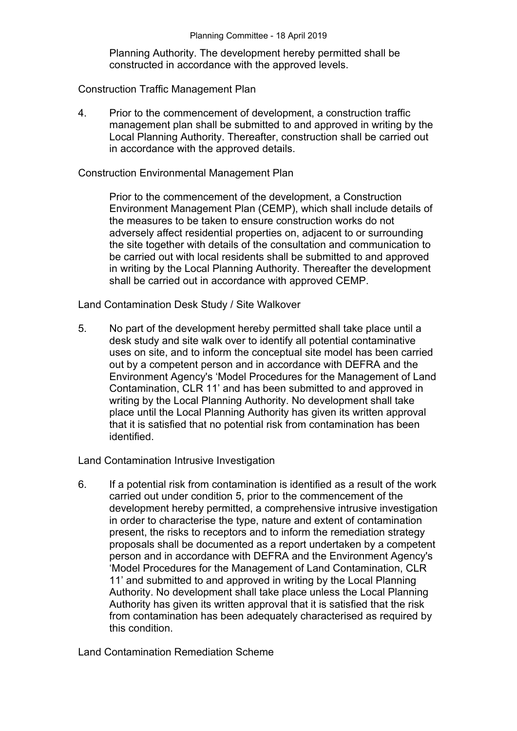Planning Authority. The development hereby permitted shall be constructed in accordance with the approved levels.

Construction Traffic Management Plan

4. Prior to the commencement of development, a construction traffic management plan shall be submitted to and approved in writing by the Local Planning Authority. Thereafter, construction shall be carried out in accordance with the approved details.

Construction Environmental Management Plan

Prior to the commencement of the development, a Construction Environment Management Plan (CEMP), which shall include details of the measures to be taken to ensure construction works do not adversely affect residential properties on, adjacent to or surrounding the site together with details of the consultation and communication to be carried out with local residents shall be submitted to and approved in writing by the Local Planning Authority. Thereafter the development shall be carried out in accordance with approved CEMP.

Land Contamination Desk Study / Site Walkover

5. No part of the development hereby permitted shall take place until a desk study and site walk over to identify all potential contaminative uses on site, and to inform the conceptual site model has been carried out by a competent person and in accordance with DEFRA and the Environment Agency's 'Model Procedures for the Management of Land Contamination, CLR 11' and has been submitted to and approved in writing by the Local Planning Authority. No development shall take place until the Local Planning Authority has given its written approval that it is satisfied that no potential risk from contamination has been identified.

Land Contamination Intrusive Investigation

6. If a potential risk from contamination is identified as a result of the work carried out under condition 5, prior to the commencement of the development hereby permitted, a comprehensive intrusive investigation in order to characterise the type, nature and extent of contamination present, the risks to receptors and to inform the remediation strategy proposals shall be documented as a report undertaken by a competent person and in accordance with DEFRA and the Environment Agency's 'Model Procedures for the Management of Land Contamination, CLR 11' and submitted to and approved in writing by the Local Planning Authority. No development shall take place unless the Local Planning Authority has given its written approval that it is satisfied that the risk from contamination has been adequately characterised as required by this condition.

Land Contamination Remediation Scheme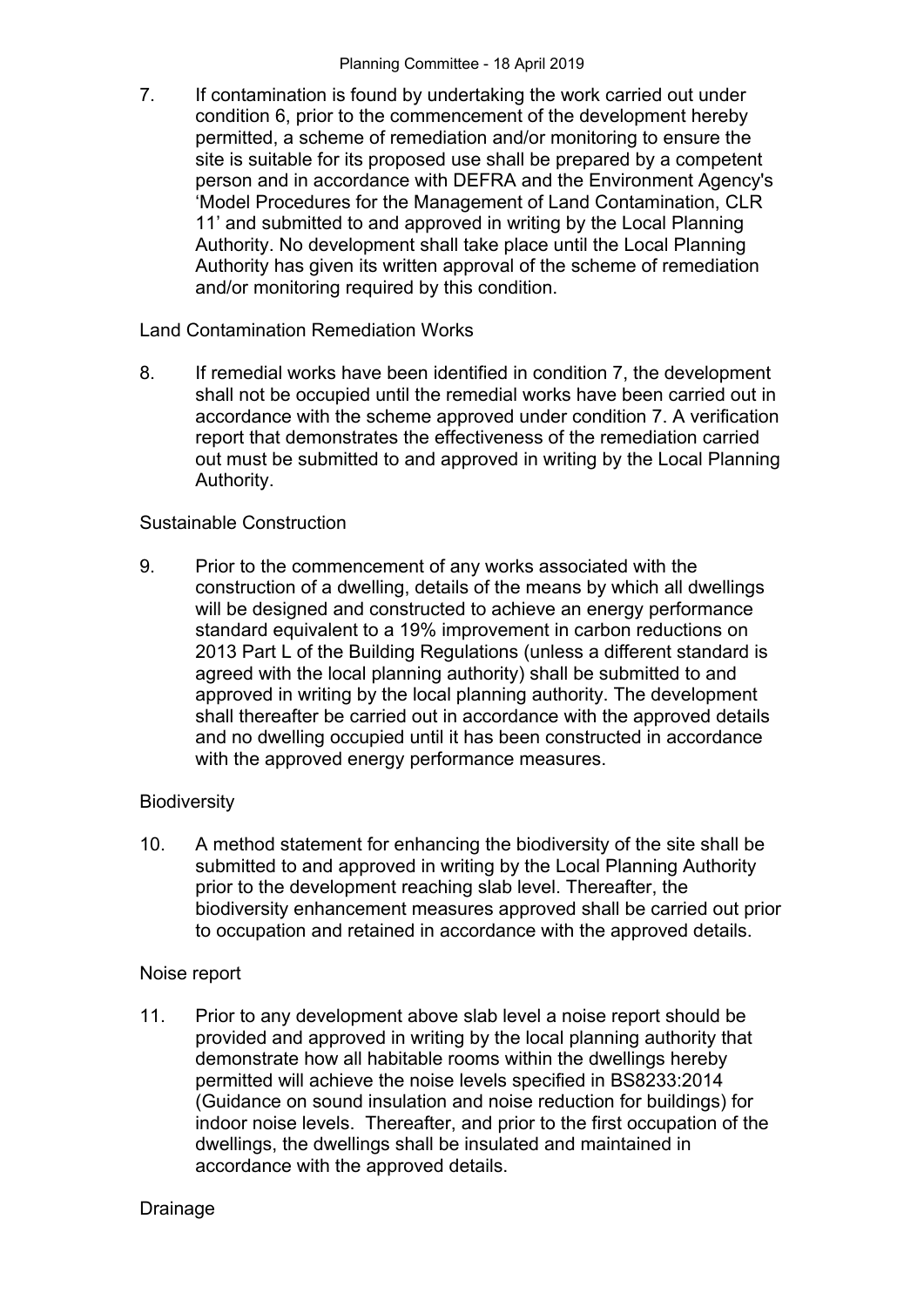7. If contamination is found by undertaking the work carried out under condition 6, prior to the commencement of the development hereby permitted, a scheme of remediation and/or monitoring to ensure the site is suitable for its proposed use shall be prepared by a competent person and in accordance with DEFRA and the Environment Agency's 'Model Procedures for the Management of Land Contamination, CLR 11' and submitted to and approved in writing by the Local Planning Authority. No development shall take place until the Local Planning Authority has given its written approval of the scheme of remediation and/or monitoring required by this condition.

Land Contamination Remediation Works

8. If remedial works have been identified in condition 7, the development shall not be occupied until the remedial works have been carried out in accordance with the scheme approved under condition 7. A verification report that demonstrates the effectiveness of the remediation carried out must be submitted to and approved in writing by the Local Planning Authority.

Sustainable Construction

9. Prior to the commencement of any works associated with the construction of a dwelling, details of the means by which all dwellings will be designed and constructed to achieve an energy performance standard equivalent to a 19% improvement in carbon reductions on 2013 Part L of the Building Regulations (unless a different standard is agreed with the local planning authority) shall be submitted to and approved in writing by the local planning authority. The development shall thereafter be carried out in accordance with the approved details and no dwelling occupied until it has been constructed in accordance with the approved energy performance measures.

Biodiversity

10. A method statement for enhancing the biodiversity of the site shall be submitted to and approved in writing by the Local Planning Authority prior to the development reaching slab level. Thereafter, the biodiversity enhancement measures approved shall be carried out prior to occupation and retained in accordance with the approved details.

Noise report

11. Prior to any development above slab level a noise report should be provided and approved in writing by the local planning authority that demonstrate how all habitable rooms within the dwellings hereby permitted will achieve the noise levels specified in BS8233:2014 (Guidance on sound insulation and noise reduction for buildings) for indoor noise levels. Thereafter, and prior to the first occupation of the dwellings, the dwellings shall be insulated and maintained in accordance with the approved details.

Drainage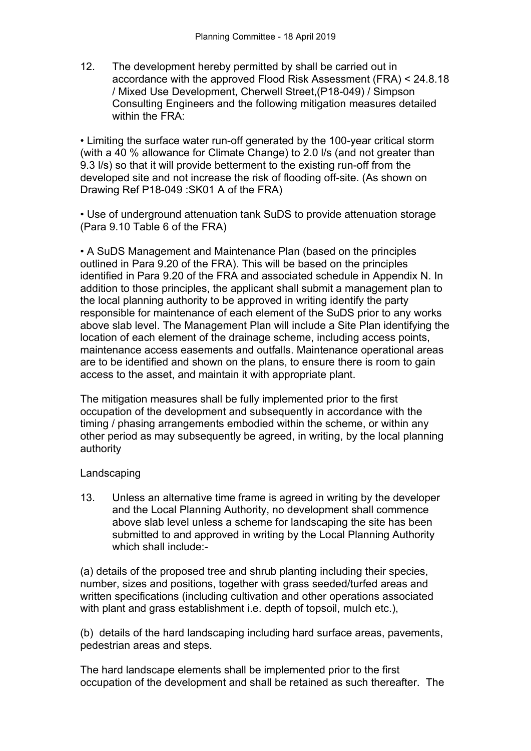12. The development hereby permitted by shall be carried out in accordance with the approved Flood Risk Assessment (FRA) < 24.8.18 / Mixed Use Development, Cherwell Street,(P18-049) / Simpson Consulting Engineers and the following mitigation measures detailed within the FRA:

• Limiting the surface water run-off generated by the 100-year critical storm (with a 40 % allowance for Climate Change) to 2.0 l/s (and not greater than 9.3 l/s) so that it will provide betterment to the existing run-off from the developed site and not increase the risk of flooding off-site. (As shown on Drawing Ref P18-049 :SK01 A of the FRA)

• Use of underground attenuation tank SuDS to provide attenuation storage (Para 9.10 Table 6 of the FRA)

• A SuDS Management and Maintenance Plan (based on the principles outlined in Para 9.20 of the FRA). This will be based on the principles identified in Para 9.20 of the FRA and associated schedule in Appendix N. In addition to those principles, the applicant shall submit a management plan to the local planning authority to be approved in writing identify the party responsible for maintenance of each element of the SuDS prior to any works above slab level. The Management Plan will include a Site Plan identifying the location of each element of the drainage scheme, including access points, maintenance access easements and outfalls. Maintenance operational areas are to be identified and shown on the plans, to ensure there is room to gain access to the asset, and maintain it with appropriate plant.

The mitigation measures shall be fully implemented prior to the first occupation of the development and subsequently in accordance with the timing / phasing arrangements embodied within the scheme, or within any other period as may subsequently be agreed, in writing, by the local planning authority

Landscaping

13. Unless an alternative time frame is agreed in writing by the developer and the Local Planning Authority, no development shall commence above slab level unless a scheme for landscaping the site has been submitted to and approved in writing by the Local Planning Authority which shall include:-

(a) details of the proposed tree and shrub planting including their species, number, sizes and positions, together with grass seeded/turfed areas and written specifications (including cultivation and other operations associated with plant and grass establishment i.e. depth of topsoil, mulch etc.),

(b) details of the hard landscaping including hard surface areas, pavements, pedestrian areas and steps.

The hard landscape elements shall be implemented prior to the first occupation of the development and shall be retained as such thereafter. The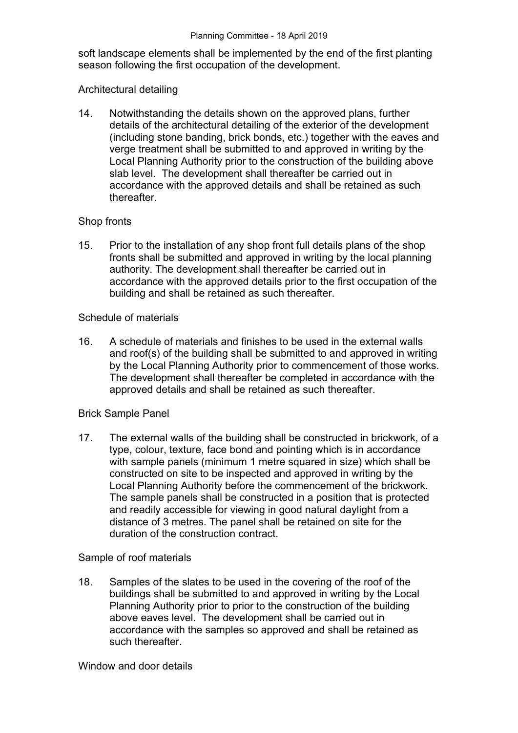soft landscape elements shall be implemented by the end of the first planting season following the first occupation of the development.

Architectural detailing

14. Notwithstanding the details shown on the approved plans, further details of the architectural detailing of the exterior of the development (including stone banding, brick bonds, etc.) together with the eaves and verge treatment shall be submitted to and approved in writing by the Local Planning Authority prior to the construction of the building above slab level. The development shall thereafter be carried out in accordance with the approved details and shall be retained as such thereafter.

Shop fronts

15. Prior to the installation of any shop front full details plans of the shop fronts shall be submitted and approved in writing by the local planning authority. The development shall thereafter be carried out in accordance with the approved details prior to the first occupation of the building and shall be retained as such thereafter.

Schedule of materials

16. A schedule of materials and finishes to be used in the external walls and roof(s) of the building shall be submitted to and approved in writing by the Local Planning Authority prior to commencement of those works. The development shall thereafter be completed in accordance with the approved details and shall be retained as such thereafter.

Brick Sample Panel

17. The external walls of the building shall be constructed in brickwork, of a type, colour, texture, face bond and pointing which is in accordance with sample panels (minimum 1 metre squared in size) which shall be constructed on site to be inspected and approved in writing by the Local Planning Authority before the commencement of the brickwork. The sample panels shall be constructed in a position that is protected and readily accessible for viewing in good natural daylight from a distance of 3 metres. The panel shall be retained on site for the duration of the construction contract.

Sample of roof materials

18. Samples of the slates to be used in the covering of the roof of the buildings shall be submitted to and approved in writing by the Local Planning Authority prior to prior to the construction of the building above eaves level. The development shall be carried out in accordance with the samples so approved and shall be retained as such thereafter.

Window and door details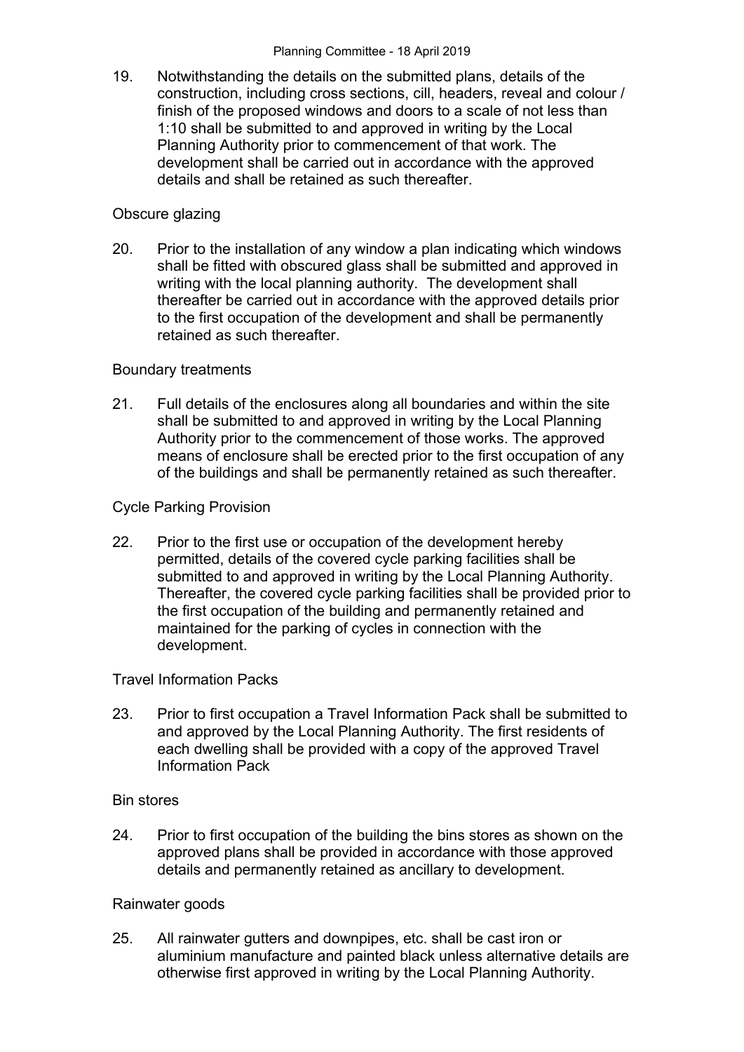19. Notwithstanding the details on the submitted plans, details of the construction, including cross sections, cill, headers, reveal and colour / finish of the proposed windows and doors to a scale of not less than 1:10 shall be submitted to and approved in writing by the Local Planning Authority prior to commencement of that work. The development shall be carried out in accordance with the approved details and shall be retained as such thereafter.

Obscure glazing

20. Prior to the installation of any window a plan indicating which windows shall be fitted with obscured glass shall be submitted and approved in writing with the local planning authority. The development shall thereafter be carried out in accordance with the approved details prior to the first occupation of the development and shall be permanently retained as such thereafter.

Boundary treatments

21. Full details of the enclosures along all boundaries and within the site shall be submitted to and approved in writing by the Local Planning Authority prior to the commencement of those works. The approved means of enclosure shall be erected prior to the first occupation of any of the buildings and shall be permanently retained as such thereafter.

Cycle Parking Provision

22. Prior to the first use or occupation of the development hereby permitted, details of the covered cycle parking facilities shall be submitted to and approved in writing by the Local Planning Authority. Thereafter, the covered cycle parking facilities shall be provided prior to the first occupation of the building and permanently retained and maintained for the parking of cycles in connection with the development.

Travel Information Packs

23. Prior to first occupation a Travel Information Pack shall be submitted to and approved by the Local Planning Authority. The first residents of each dwelling shall be provided with a copy of the approved Travel Information Pack

Bin stores

24. Prior to first occupation of the building the bins stores as shown on the approved plans shall be provided in accordance with those approved details and permanently retained as ancillary to development.

Rainwater goods

25. All rainwater gutters and downpipes, etc. shall be cast iron or aluminium manufacture and painted black unless alternative details are otherwise first approved in writing by the Local Planning Authority.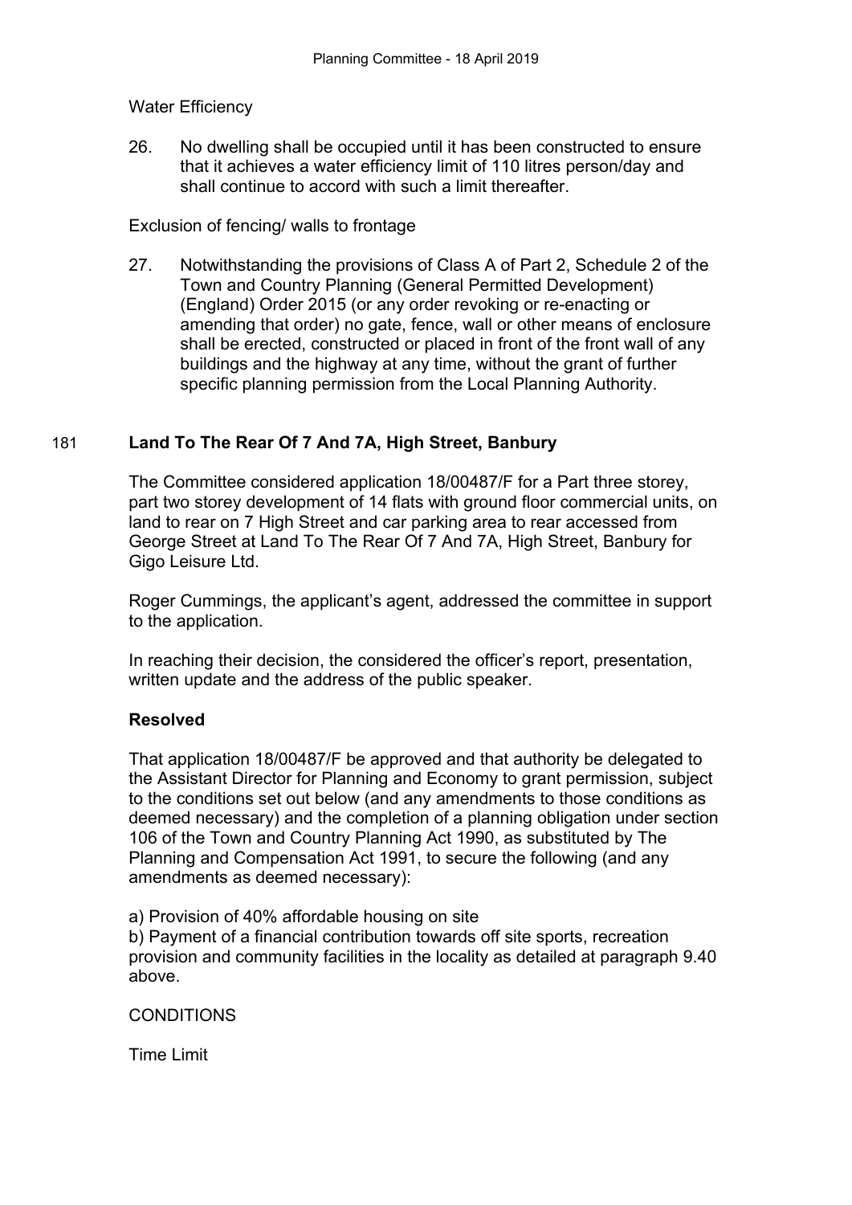Water Efficiency

26. No dwelling shall be occupied until it has been constructed to ensure that it achieves a water efficiency limit of 110 litres person/day and shall continue to accord with such a limit thereafter.

Exclusion of fencing/ walls to frontage

27. Notwithstanding the provisions of Class A of Part 2, Schedule 2 of the Town and Country Planning (General Permitted Development) (England) Order 2015 (or any order revoking or re-enacting or amending that order) no gate, fence, wall or other means of enclosure shall be erected, constructed or placed in front of the front wall of any buildings and the highway at any time, without the grant of further specific planning permission from the Local Planning Authority.

## 181 Land To The Rear Of 7 And 7A, High Street, Banbury

The Committee considered application 18/00487/F for a Part three storey, part two storey development of 14 flats with ground floor commercial units, on land to rear on 7 High Street and car parking area to rear accessed from George Street at Land To The Rear Of 7 And 7A, High Street, Banbury for Gigo Leisure Ltd.

Roger Cummings, the applicant's agent, addressed the committee in support to the application.

In reaching their decision, the considered the officer's report, presentation, written update and the address of the public speaker.

**Resolved**

That application 18/00487/F be approved and that authority be delegated to the Assistant Director for Planning and Economy to grant permission, subject to the conditions set out below (and any amendments to those conditions as deemed necessary) and the completion of a planning obligation under section 106 of the Town and Country Planning Act 1990, as substituted by The Planning and Compensation Act 1991, to secure the following (and any amendments as deemed necessary):

a) Provision of 40% affordable housing on site
b) Payment of a financial contribution towards off site sports, recreation provision and community facilities in the locality as detailed at paragraph 9.40 above.

CONDITIONS

Time Limit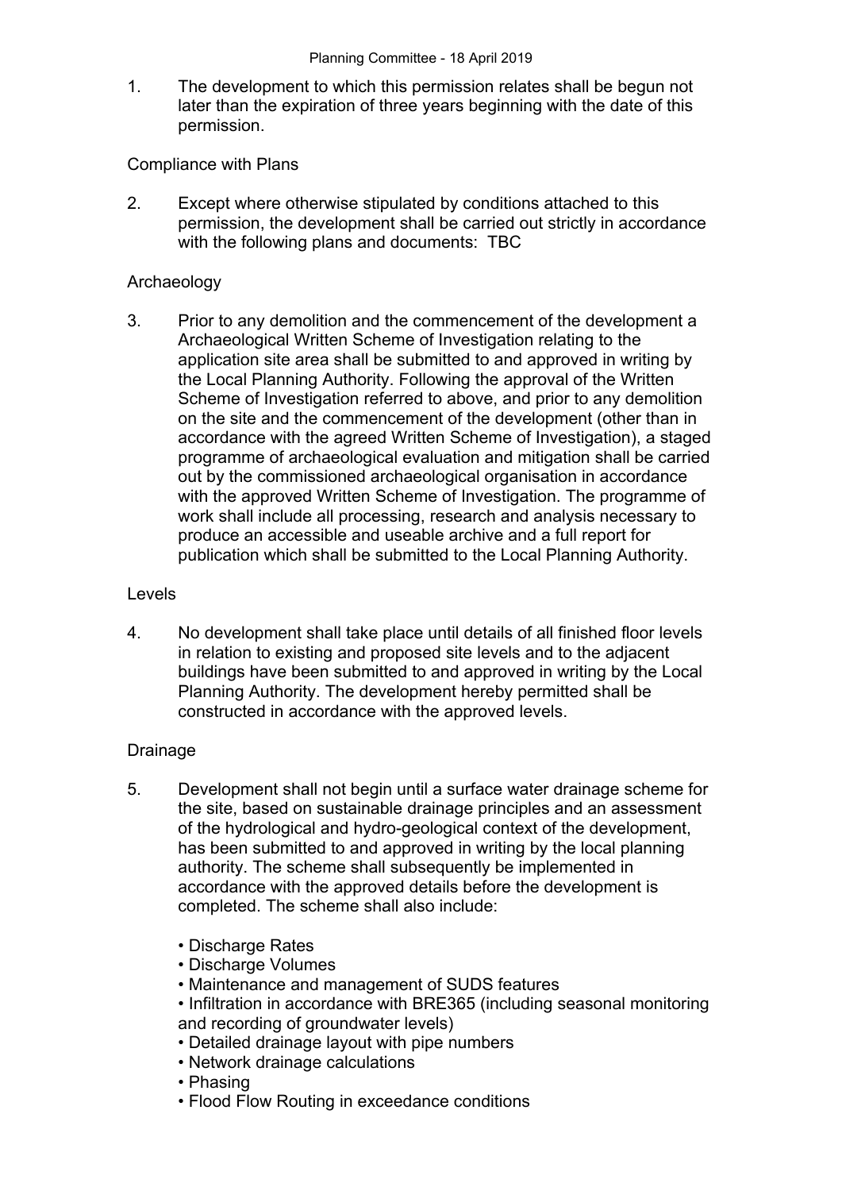1. The development to which this permission relates shall be begun not later than the expiration of three years beginning with the date of this permission.

Compliance with Plans

2. Except where otherwise stipulated by conditions attached to this permission, the development shall be carried out strictly in accordance with the following plans and documents: TBC

Archaeology

3. Prior to any demolition and the commencement of the development a Archaeological Written Scheme of Investigation relating to the application site area shall be submitted to and approved in writing by the Local Planning Authority. Following the approval of the Written Scheme of Investigation referred to above, and prior to any demolition on the site and the commencement of the development (other than in accordance with the agreed Written Scheme of Investigation), a staged programme of archaeological evaluation and mitigation shall be carried out by the commissioned archaeological organisation in accordance with the approved Written Scheme of Investigation. The programme of work shall include all processing, research and analysis necessary to produce an accessible and useable archive and a full report for publication which shall be submitted to the Local Planning Authority.

Levels

4. No development shall take place until details of all finished floor levels in relation to existing and proposed site levels and to the adjacent buildings have been submitted to and approved in writing by the Local Planning Authority. The development hereby permitted shall be constructed in accordance with the approved levels.

Drainage

5. Development shall not begin until a surface water drainage scheme for the site, based on sustainable drainage principles and an assessment of the hydrological and hydro-geological context of the development, has been submitted to and approved in writing by the local planning authority. The scheme shall subsequently be implemented in accordance with the approved details before the development is completed. The scheme shall also include:

   - Discharge Rates
   - Discharge Volumes
   - Maintenance and management of SUDS features
   - Infiltration in accordance with BRE365 (including seasonal monitoring and recording of groundwater levels)
   - Detailed drainage layout with pipe numbers
   - Network drainage calculations
   - Phasing
   - Flood Flow Routing in exceedance conditions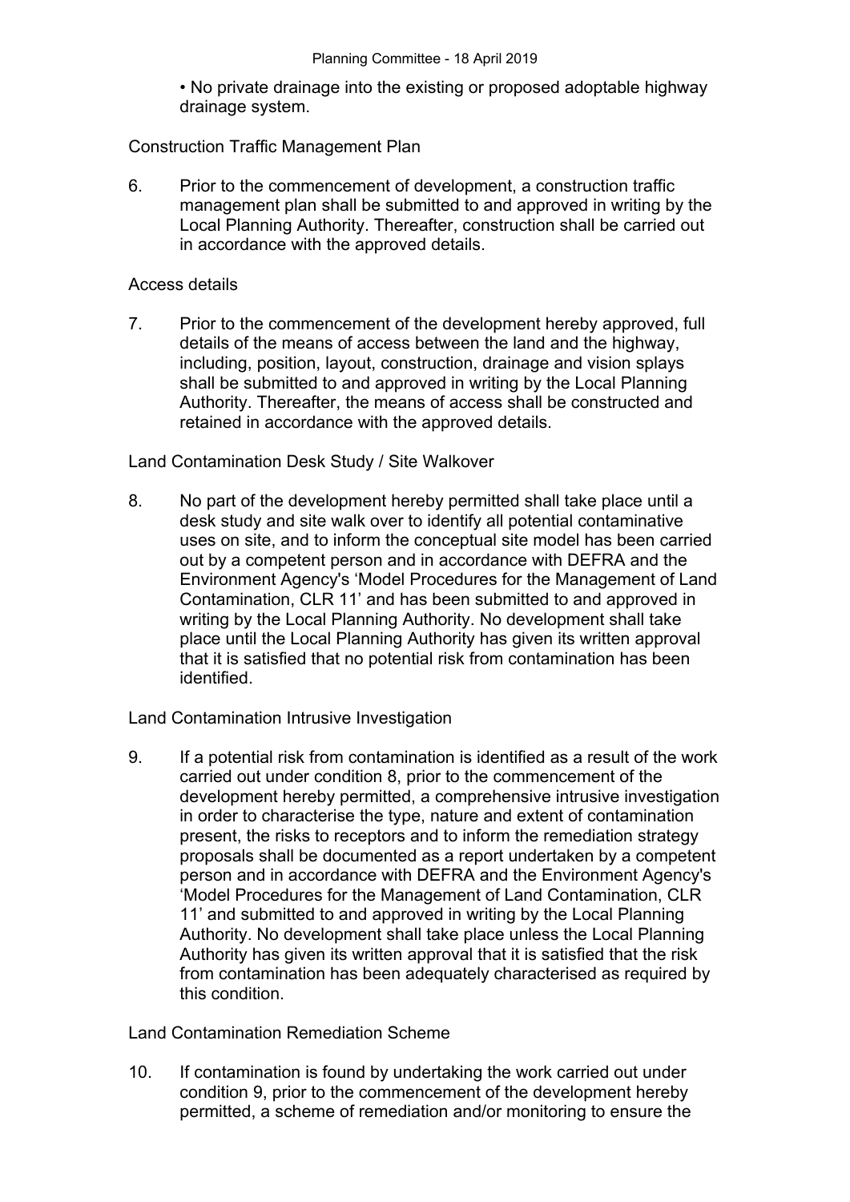• No private drainage into the existing or proposed adoptable highway drainage system.

Construction Traffic Management Plan

6. Prior to the commencement of development, a construction traffic management plan shall be submitted to and approved in writing by the Local Planning Authority. Thereafter, construction shall be carried out in accordance with the approved details.

Access details

7. Prior to the commencement of the development hereby approved, full details of the means of access between the land and the highway, including, position, layout, construction, drainage and vision splays shall be submitted to and approved in writing by the Local Planning Authority. Thereafter, the means of access shall be constructed and retained in accordance with the approved details.

Land Contamination Desk Study / Site Walkover

8. No part of the development hereby permitted shall take place until a desk study and site walk over to identify all potential contaminative uses on site, and to inform the conceptual site model has been carried out by a competent person and in accordance with DEFRA and the Environment Agency's 'Model Procedures for the Management of Land Contamination, CLR 11' and has been submitted to and approved in writing by the Local Planning Authority. No development shall take place until the Local Planning Authority has given its written approval that it is satisfied that no potential risk from contamination has been identified.

Land Contamination Intrusive Investigation

9. If a potential risk from contamination is identified as a result of the work carried out under condition 8, prior to the commencement of the development hereby permitted, a comprehensive intrusive investigation in order to characterise the type, nature and extent of contamination present, the risks to receptors and to inform the remediation strategy proposals shall be documented as a report undertaken by a competent person and in accordance with DEFRA and the Environment Agency's 'Model Procedures for the Management of Land Contamination, CLR 11' and submitted to and approved in writing by the Local Planning Authority. No development shall take place unless the Local Planning Authority has given its written approval that it is satisfied that the risk from contamination has been adequately characterised as required by this condition.

Land Contamination Remediation Scheme

10. If contamination is found by undertaking the work carried out under condition 9, prior to the commencement of the development hereby permitted, a scheme of remediation and/or monitoring to ensure the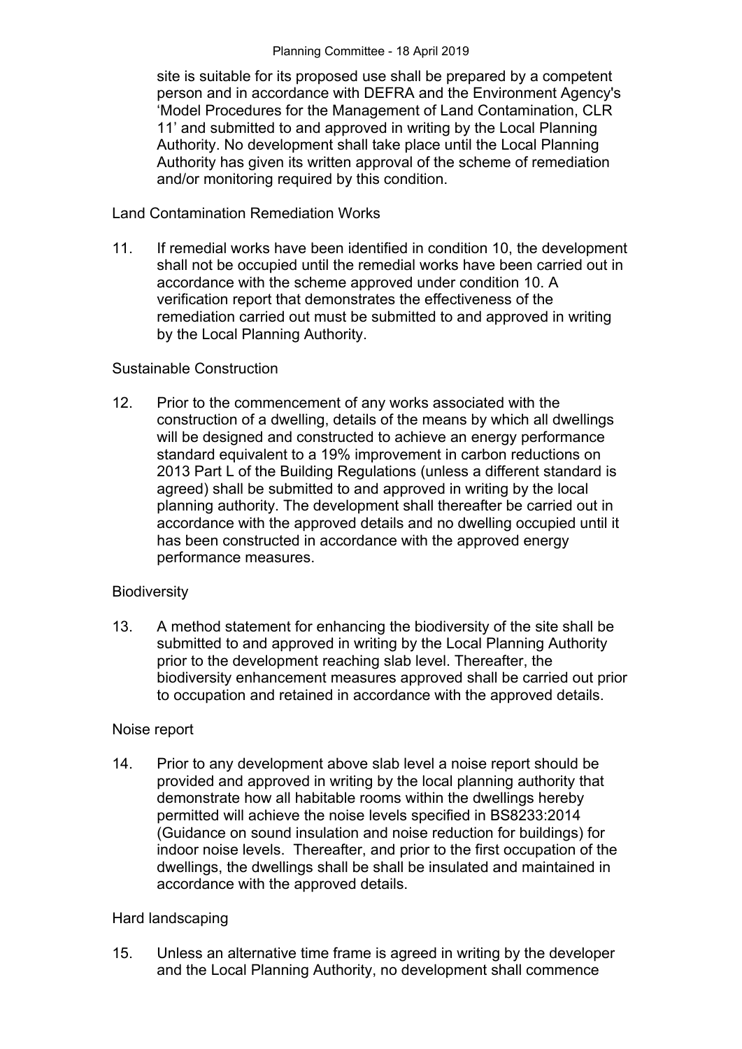site is suitable for its proposed use shall be prepared by a competent person and in accordance with DEFRA and the Environment Agency's 'Model Procedures for the Management of Land Contamination, CLR 11' and submitted to and approved in writing by the Local Planning Authority. No development shall take place until the Local Planning Authority has given its written approval of the scheme of remediation and/or monitoring required by this condition.

Land Contamination Remediation Works

11. If remedial works have been identified in condition 10, the development shall not be occupied until the remedial works have been carried out in accordance with the scheme approved under condition 10. A verification report that demonstrates the effectiveness of the remediation carried out must be submitted to and approved in writing by the Local Planning Authority.

Sustainable Construction

12. Prior to the commencement of any works associated with the construction of a dwelling, details of the means by which all dwellings will be designed and constructed to achieve an energy performance standard equivalent to a 19% improvement in carbon reductions on 2013 Part L of the Building Regulations (unless a different standard is agreed) shall be submitted to and approved in writing by the local planning authority. The development shall thereafter be carried out in accordance with the approved details and no dwelling occupied until it has been constructed in accordance with the approved energy performance measures.

Biodiversity

13. A method statement for enhancing the biodiversity of the site shall be submitted to and approved in writing by the Local Planning Authority prior to the development reaching slab level. Thereafter, the biodiversity enhancement measures approved shall be carried out prior to occupation and retained in accordance with the approved details.

Noise report

14. Prior to any development above slab level a noise report should be provided and approved in writing by the local planning authority that demonstrate how all habitable rooms within the dwellings hereby permitted will achieve the noise levels specified in BS8233:2014 (Guidance on sound insulation and noise reduction for buildings) for indoor noise levels. Thereafter, and prior to the first occupation of the dwellings, the dwellings shall be shall be insulated and maintained in accordance with the approved details.

Hard landscaping

15. Unless an alternative time frame is agreed in writing by the developer and the Local Planning Authority, no development shall commence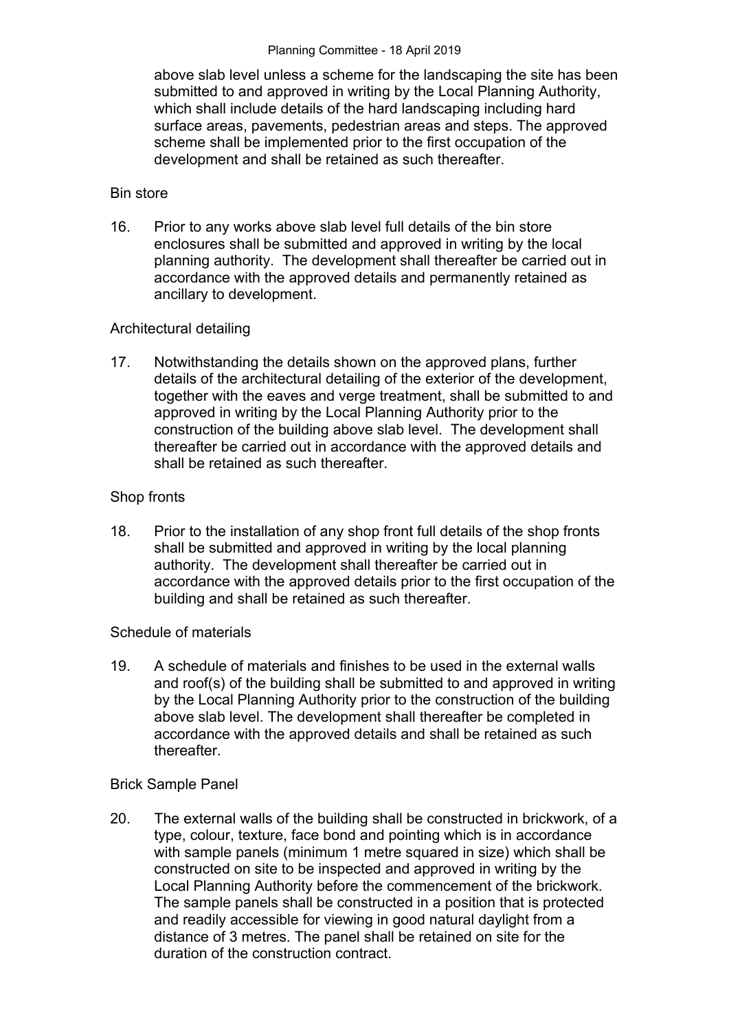above slab level unless a scheme for the landscaping the site has been submitted to and approved in writing by the Local Planning Authority, which shall include details of the hard landscaping including hard surface areas, pavements, pedestrian areas and steps. The approved scheme shall be implemented prior to the first occupation of the development and shall be retained as such thereafter.

Bin store

16. Prior to any works above slab level full details of the bin store enclosures shall be submitted and approved in writing by the local planning authority. The development shall thereafter be carried out in accordance with the approved details and permanently retained as ancillary to development.

Architectural detailing

17. Notwithstanding the details shown on the approved plans, further details of the architectural detailing of the exterior of the development, together with the eaves and verge treatment, shall be submitted to and approved in writing by the Local Planning Authority prior to the construction of the building above slab level. The development shall thereafter be carried out in accordance with the approved details and shall be retained as such thereafter.

Shop fronts

18. Prior to the installation of any shop front full details of the shop fronts shall be submitted and approved in writing by the local planning authority. The development shall thereafter be carried out in accordance with the approved details prior to the first occupation of the building and shall be retained as such thereafter.

Schedule of materials

19. A schedule of materials and finishes to be used in the external walls and roof(s) of the building shall be submitted to and approved in writing by the Local Planning Authority prior to the construction of the building above slab level. The development shall thereafter be completed in accordance with the approved details and shall be retained as such thereafter.

Brick Sample Panel

20. The external walls of the building shall be constructed in brickwork, of a type, colour, texture, face bond and pointing which is in accordance with sample panels (minimum 1 metre squared in size) which shall be constructed on site to be inspected and approved in writing by the Local Planning Authority before the commencement of the brickwork. The sample panels shall be constructed in a position that is protected and readily accessible for viewing in good natural daylight from a distance of 3 metres. The panel shall be retained on site for the duration of the construction contract.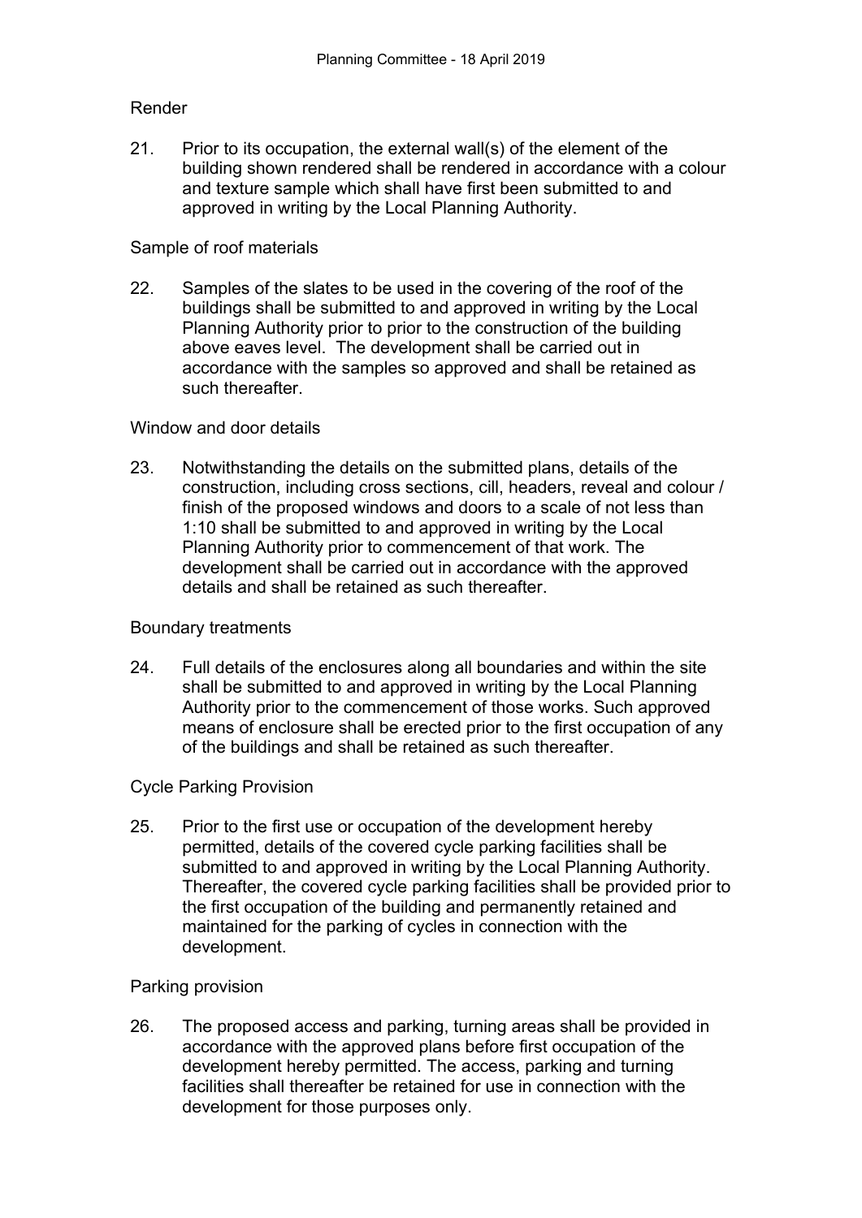Render

21. Prior to its occupation, the external wall(s) of the element of the building shown rendered shall be rendered in accordance with a colour and texture sample which shall have first been submitted to and approved in writing by the Local Planning Authority.

Sample of roof materials

22. Samples of the slates to be used in the covering of the roof of the buildings shall be submitted to and approved in writing by the Local Planning Authority prior to prior to the construction of the building above eaves level. The development shall be carried out in accordance with the samples so approved and shall be retained as such thereafter.

Window and door details

23. Notwithstanding the details on the submitted plans, details of the construction, including cross sections, cill, headers, reveal and colour / finish of the proposed windows and doors to a scale of not less than 1:10 shall be submitted to and approved in writing by the Local Planning Authority prior to commencement of that work. The development shall be carried out in accordance with the approved details and shall be retained as such thereafter.

Boundary treatments

24. Full details of the enclosures along all boundaries and within the site shall be submitted to and approved in writing by the Local Planning Authority prior to the commencement of those works. Such approved means of enclosure shall be erected prior to the first occupation of any of the buildings and shall be retained as such thereafter.

Cycle Parking Provision

25. Prior to the first use or occupation of the development hereby permitted, details of the covered cycle parking facilities shall be submitted to and approved in writing by the Local Planning Authority. Thereafter, the covered cycle parking facilities shall be provided prior to the first occupation of the building and permanently retained and maintained for the parking of cycles in connection with the development.

Parking provision

26. The proposed access and parking, turning areas shall be provided in accordance with the approved plans before first occupation of the development hereby permitted. The access, parking and turning facilities shall thereafter be retained for use in connection with the development for those purposes only.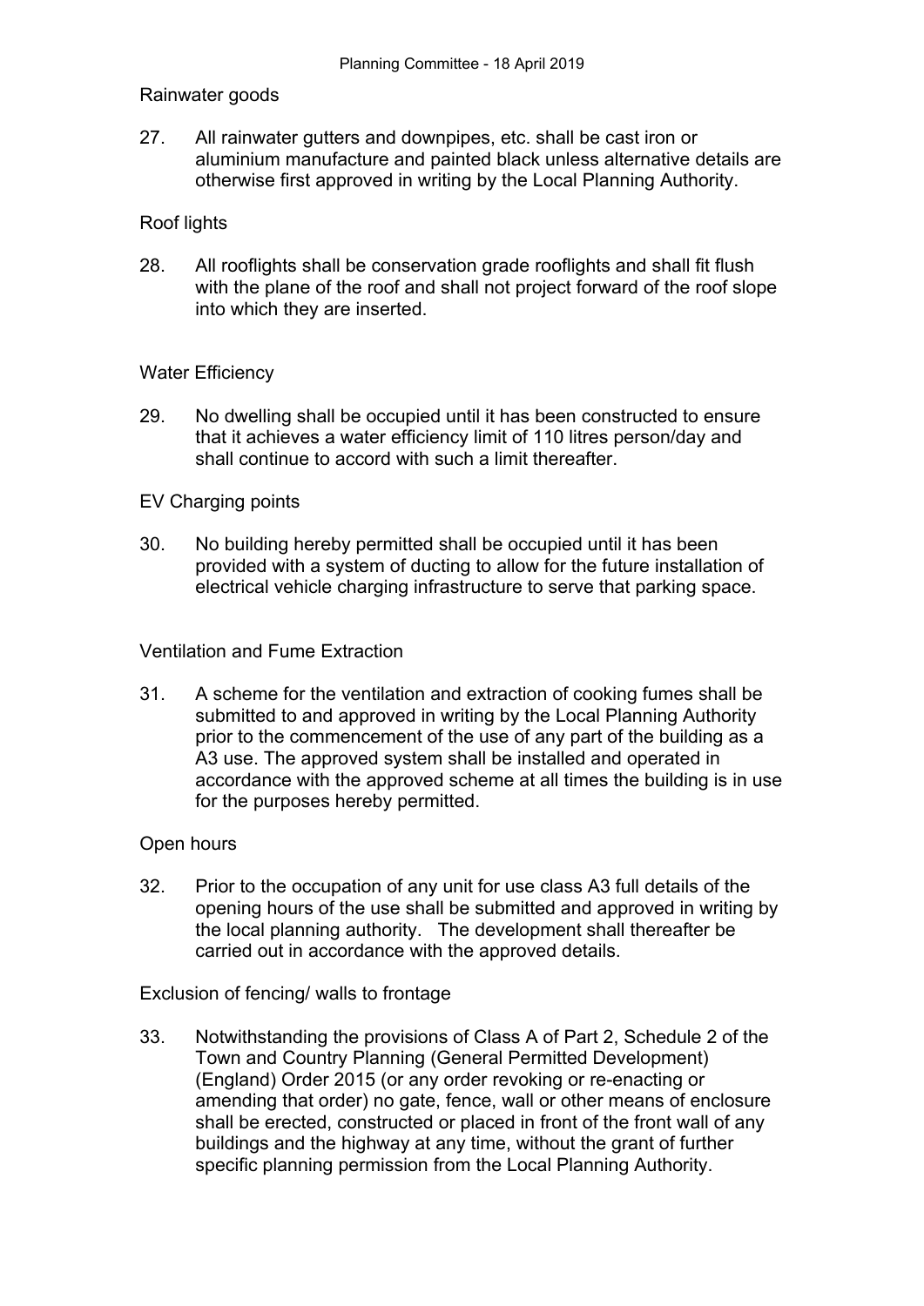Rainwater goods

27. All rainwater gutters and downpipes, etc. shall be cast iron or aluminium manufacture and painted black unless alternative details are otherwise first approved in writing by the Local Planning Authority.

Roof lights

28. All rooflights shall be conservation grade rooflights and shall fit flush with the plane of the roof and shall not project forward of the roof slope into which they are inserted.

Water Efficiency

29. No dwelling shall be occupied until it has been constructed to ensure that it achieves a water efficiency limit of 110 litres person/day and shall continue to accord with such a limit thereafter.

EV Charging points

30. No building hereby permitted shall be occupied until it has been provided with a system of ducting to allow for the future installation of electrical vehicle charging infrastructure to serve that parking space.

Ventilation and Fume Extraction

31. A scheme for the ventilation and extraction of cooking fumes shall be submitted to and approved in writing by the Local Planning Authority prior to the commencement of the use of any part of the building as a A3 use. The approved system shall be installed and operated in accordance with the approved scheme at all times the building is in use for the purposes hereby permitted.

Open hours

32. Prior to the occupation of any unit for use class A3 full details of the opening hours of the use shall be submitted and approved in writing by the local planning authority. The development shall thereafter be carried out in accordance with the approved details.

Exclusion of fencing/ walls to frontage

33. Notwithstanding the provisions of Class A of Part 2, Schedule 2 of the Town and Country Planning (General Permitted Development) (England) Order 2015 (or any order revoking or re-enacting or amending that order) no gate, fence, wall or other means of enclosure shall be erected, constructed or placed in front of the front wall of any buildings and the highway at any time, without the grant of further specific planning permission from the Local Planning Authority.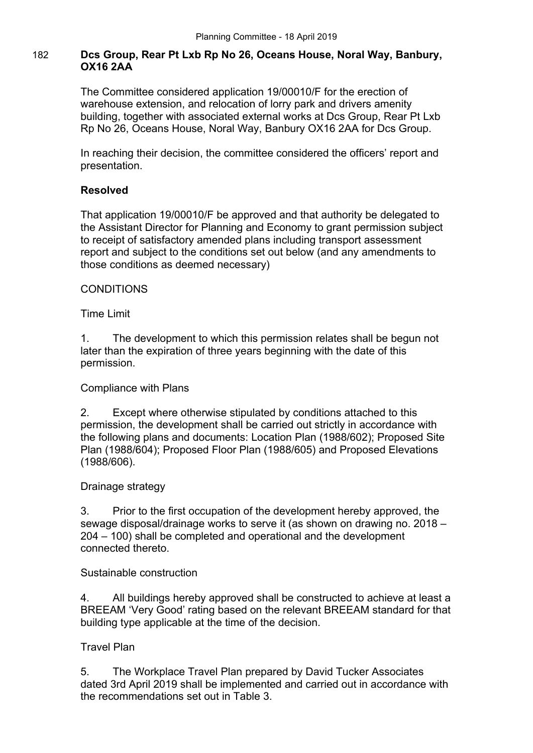## 182 Dcs Group, Rear Pt Lxb Rp No 26, Oceans House, Noral Way, Banbury, OX16 2AA

The Committee considered application 19/00010/F for the erection of warehouse extension, and relocation of lorry park and drivers amenity building, together with associated external works at Dcs Group, Rear Pt Lxb Rp No 26, Oceans House, Noral Way, Banbury OX16 2AA for Dcs Group.

In reaching their decision, the committee considered the officers' report and presentation.

**Resolved**

That application 19/00010/F be approved and that authority be delegated to the Assistant Director for Planning and Economy to grant permission subject to receipt of satisfactory amended plans including transport assessment report and subject to the conditions set out below (and any amendments to those conditions as deemed necessary)

CONDITIONS

Time Limit

1. The development to which this permission relates shall be begun not later than the expiration of three years beginning with the date of this permission.

Compliance with Plans

2. Except where otherwise stipulated by conditions attached to this permission, the development shall be carried out strictly in accordance with the following plans and documents: Location Plan (1988/602); Proposed Site Plan (1988/604); Proposed Floor Plan (1988/605) and Proposed Elevations (1988/606).

Drainage strategy

3. Prior to the first occupation of the development hereby approved, the sewage disposal/drainage works to serve it (as shown on drawing no. 2018 – 204 – 100) shall be completed and operational and the development connected thereto.

Sustainable construction

4. All buildings hereby approved shall be constructed to achieve at least a BREEAM 'Very Good' rating based on the relevant BREEAM standard for that building type applicable at the time of the decision.

Travel Plan

5. The Workplace Travel Plan prepared by David Tucker Associates dated 3rd April 2019 shall be implemented and carried out in accordance with the recommendations set out in Table 3.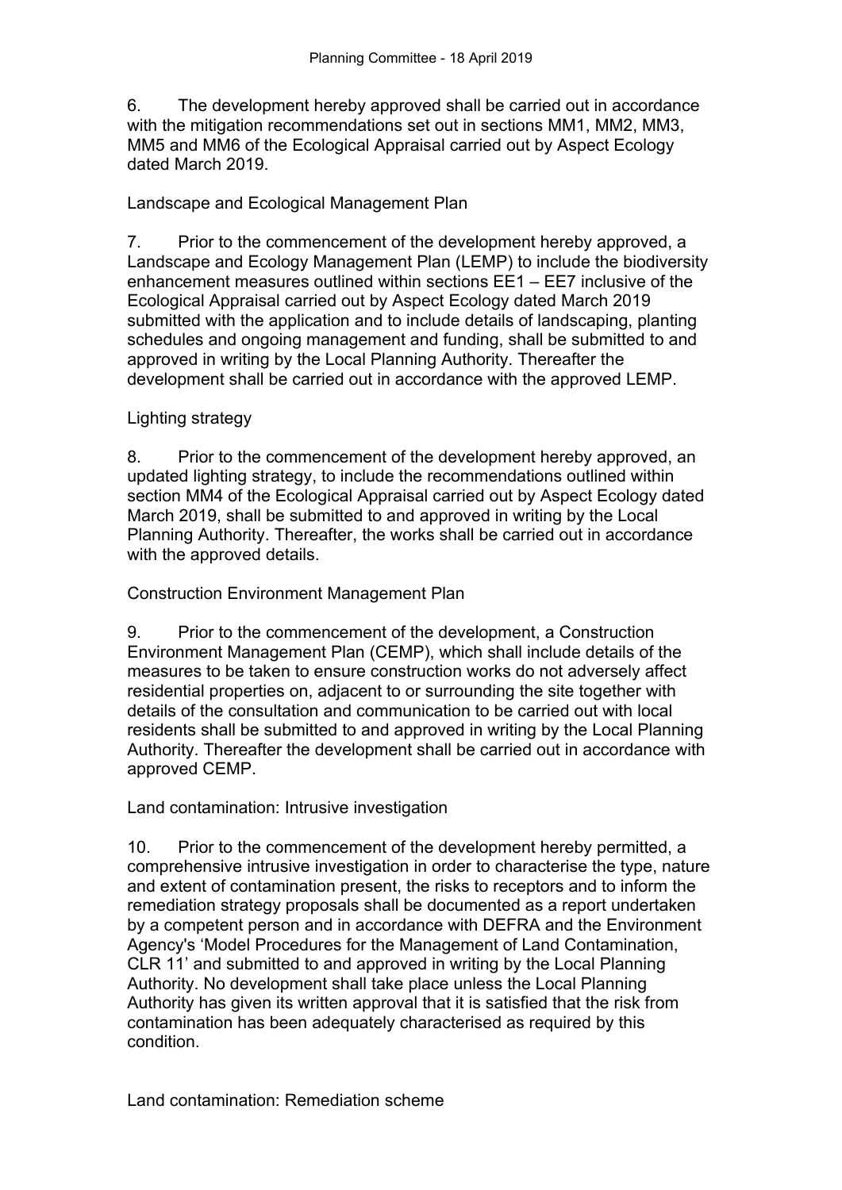6. The development hereby approved shall be carried out in accordance with the mitigation recommendations set out in sections MM1, MM2, MM3, MM5 and MM6 of the Ecological Appraisal carried out by Aspect Ecology dated March 2019.

Landscape and Ecological Management Plan

7. Prior to the commencement of the development hereby approved, a Landscape and Ecology Management Plan (LEMP) to include the biodiversity enhancement measures outlined within sections EE1 – EE7 inclusive of the Ecological Appraisal carried out by Aspect Ecology dated March 2019 submitted with the application and to include details of landscaping, planting schedules and ongoing management and funding, shall be submitted to and approved in writing by the Local Planning Authority. Thereafter the development shall be carried out in accordance with the approved LEMP.

Lighting strategy

8. Prior to the commencement of the development hereby approved, an updated lighting strategy, to include the recommendations outlined within section MM4 of the Ecological Appraisal carried out by Aspect Ecology dated March 2019, shall be submitted to and approved in writing by the Local Planning Authority. Thereafter, the works shall be carried out in accordance with the approved details.

Construction Environment Management Plan

9. Prior to the commencement of the development, a Construction Environment Management Plan (CEMP), which shall include details of the measures to be taken to ensure construction works do not adversely affect residential properties on, adjacent to or surrounding the site together with details of the consultation and communication to be carried out with local residents shall be submitted to and approved in writing by the Local Planning Authority. Thereafter the development shall be carried out in accordance with approved CEMP.

Land contamination: Intrusive investigation

10. Prior to the commencement of the development hereby permitted, a comprehensive intrusive investigation in order to characterise the type, nature and extent of contamination present, the risks to receptors and to inform the remediation strategy proposals shall be documented as a report undertaken by a competent person and in accordance with DEFRA and the Environment Agency's 'Model Procedures for the Management of Land Contamination, CLR 11' and submitted to and approved in writing by the Local Planning Authority. No development shall take place unless the Local Planning Authority has given its written approval that it is satisfied that the risk from contamination has been adequately characterised as required by this condition.

Land contamination: Remediation scheme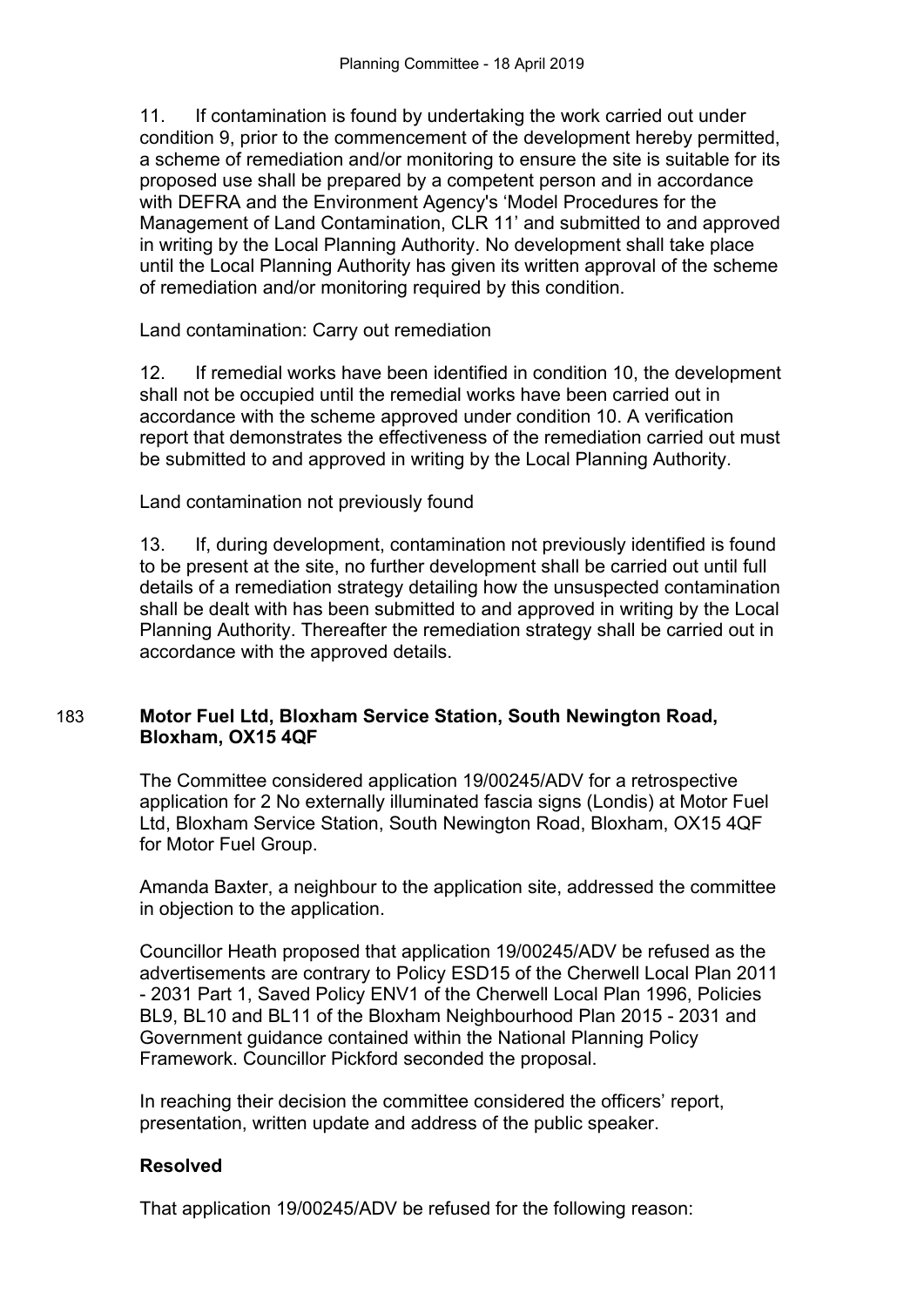11. If contamination is found by undertaking the work carried out under condition 9, prior to the commencement of the development hereby permitted, a scheme of remediation and/or monitoring to ensure the site is suitable for its proposed use shall be prepared by a competent person and in accordance with DEFRA and the Environment Agency's 'Model Procedures for the Management of Land Contamination, CLR 11' and submitted to and approved in writing by the Local Planning Authority. No development shall take place until the Local Planning Authority has given its written approval of the scheme of remediation and/or monitoring required by this condition.

Land contamination: Carry out remediation

12. If remedial works have been identified in condition 10, the development shall not be occupied until the remedial works have been carried out in accordance with the scheme approved under condition 10. A verification report that demonstrates the effectiveness of the remediation carried out must be submitted to and approved in writing by the Local Planning Authority.

Land contamination not previously found

13. If, during development, contamination not previously identified is found to be present at the site, no further development shall be carried out until full details of a remediation strategy detailing how the unsuspected contamination shall be dealt with has been submitted to and approved in writing by the Local Planning Authority. Thereafter the remediation strategy shall be carried out in accordance with the approved details.

## 183 Motor Fuel Ltd, Bloxham Service Station, South Newington Road, Bloxham, OX15 4QF

The Committee considered application 19/00245/ADV for a retrospective application for 2 No externally illuminated fascia signs (Londis) at Motor Fuel Ltd, Bloxham Service Station, South Newington Road, Bloxham, OX15 4QF for Motor Fuel Group.

Amanda Baxter, a neighbour to the application site, addressed the committee in objection to the application.

Councillor Heath proposed that application 19/00245/ADV be refused as the advertisements are contrary to Policy ESD15 of the Cherwell Local Plan 2011 - 2031 Part 1, Saved Policy ENV1 of the Cherwell Local Plan 1996, Policies BL9, BL10 and BL11 of the Bloxham Neighbourhood Plan 2015 - 2031 and Government guidance contained within the National Planning Policy Framework. Councillor Pickford seconded the proposal.

In reaching their decision the committee considered the officers' report, presentation, written update and address of the public speaker.

**Resolved**

That application 19/00245/ADV be refused for the following reason: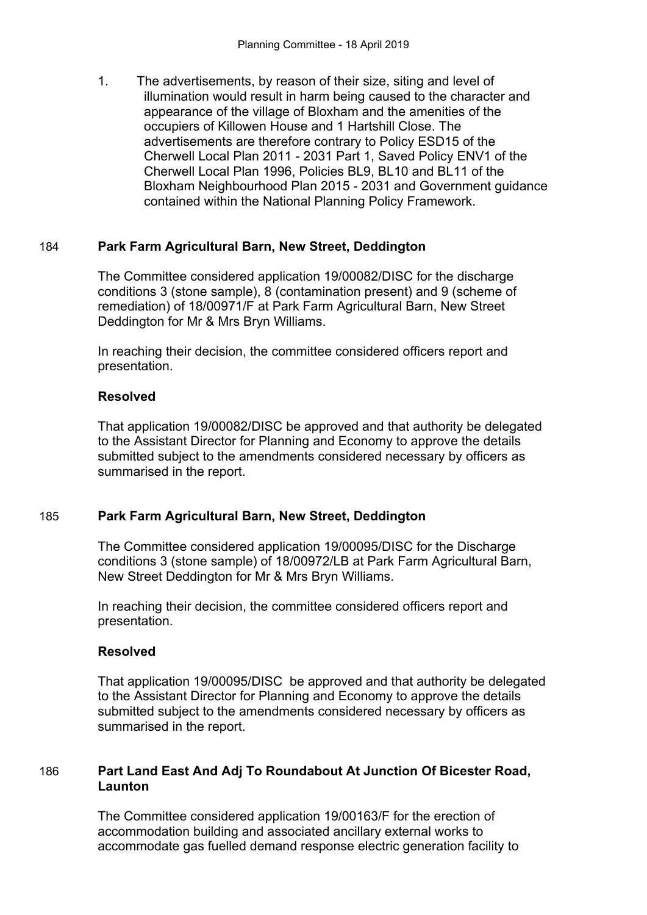1. The advertisements, by reason of their size, siting and level of illumination would result in harm being caused to the character and appearance of the village of Bloxham and the amenities of the occupiers of Killowen House and 1 Hartshill Close. The advertisements are therefore contrary to Policy ESD15 of the Cherwell Local Plan 2011 - 2031 Part 1, Saved Policy ENV1 of the Cherwell Local Plan 1996, Policies BL9, BL10 and BL11 of the Bloxham Neighbourhood Plan 2015 - 2031 and Government guidance contained within the National Planning Policy Framework.

## 184 Park Farm Agricultural Barn, New Street, Deddington

The Committee considered application 19/00082/DISC for the discharge conditions 3 (stone sample), 8 (contamination present) and 9 (scheme of remediation) of 18/00971/F at Park Farm Agricultural Barn, New Street Deddington for Mr & Mrs Bryn Williams.

In reaching their decision, the committee considered officers report and presentation.

**Resolved**

That application 19/00082/DISC be approved and that authority be delegated to the Assistant Director for Planning and Economy to approve the details submitted subject to the amendments considered necessary by officers as summarised in the report.

## 185 Park Farm Agricultural Barn, New Street, Deddington

The Committee considered application 19/00095/DISC for the Discharge conditions 3 (stone sample) of 18/00972/LB at Park Farm Agricultural Barn, New Street Deddington for Mr & Mrs Bryn Williams.

In reaching their decision, the committee considered officers report and presentation.

**Resolved**

That application 19/00095/DISC be approved and that authority be delegated to the Assistant Director for Planning and Economy to approve the details submitted subject to the amendments considered necessary by officers as summarised in the report.

## 186 Part Land East And Adj To Roundabout At Junction Of Bicester Road, Launton

The Committee considered application 19/00163/F for the erection of accommodation building and associated ancillary external works to accommodate gas fuelled demand response electric generation facility to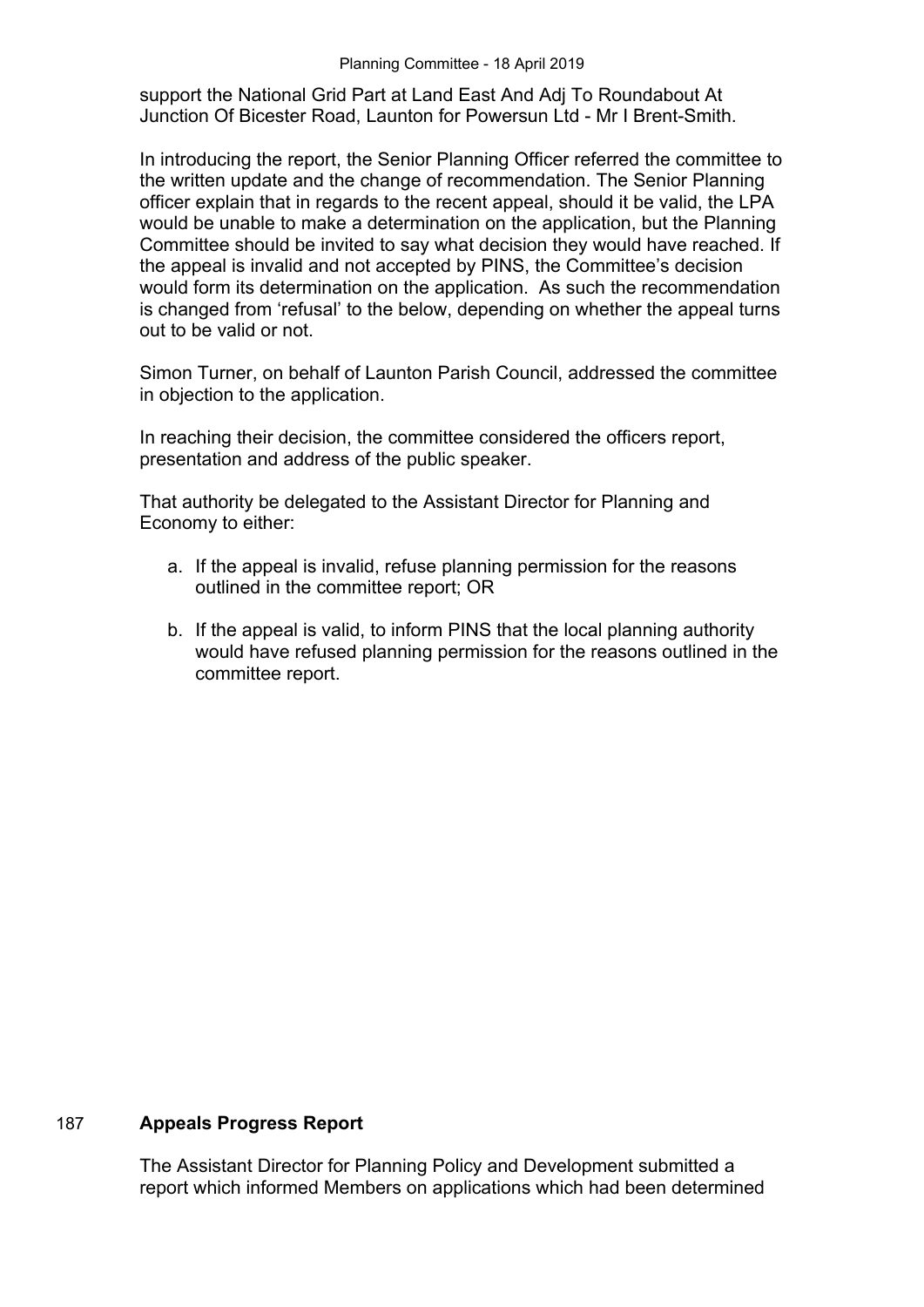support the National Grid Part at Land East And Adj To Roundabout At Junction Of Bicester Road, Launton for Powersun Ltd - Mr I Brent-Smith.

In introducing the report, the Senior Planning Officer referred the committee to the written update and the change of recommendation. The Senior Planning officer explain that in regards to the recent appeal, should it be valid, the LPA would be unable to make a determination on the application, but the Planning Committee should be invited to say what decision they would have reached. If the appeal is invalid and not accepted by PINS, the Committee's decision would form its determination on the application. As such the recommendation is changed from 'refusal' to the below, depending on whether the appeal turns out to be valid or not.

Simon Turner, on behalf of Launton Parish Council, addressed the committee in objection to the application.

In reaching their decision, the committee considered the officers report, presentation and address of the public speaker.

That authority be delegated to the Assistant Director for Planning and Economy to either:

a. If the appeal is invalid, refuse planning permission for the reasons outlined in the committee report; OR

b. If the appeal is valid, to inform PINS that the local planning authority would have refused planning permission for the reasons outlined in the committee report.

## 187 Appeals Progress Report

The Assistant Director for Planning Policy and Development submitted a report which informed Members on applications which had been determined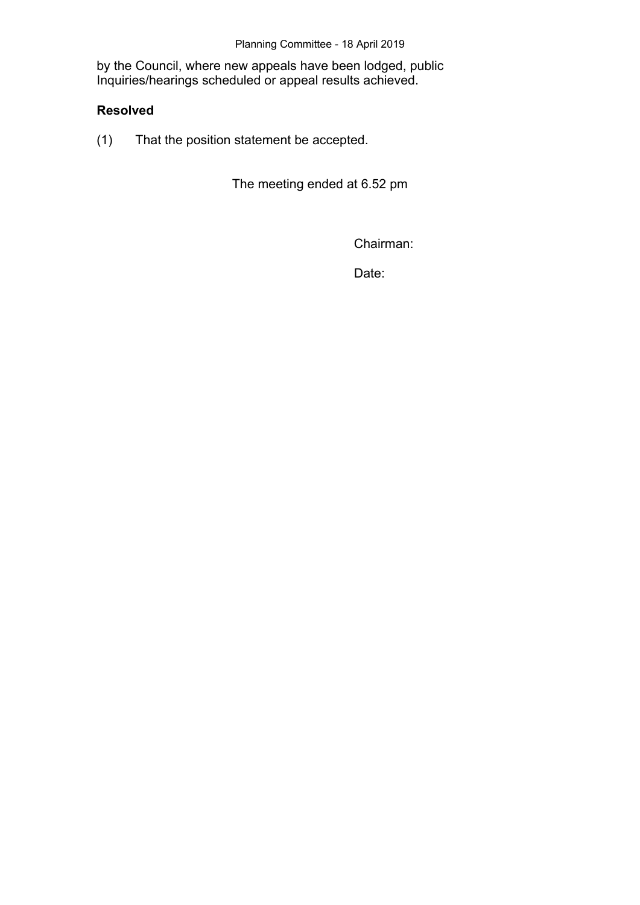by the Council, where new appeals have been lodged, public Inquiries/hearings scheduled or appeal results achieved.

**Resolved**

(1) That the position statement be accepted.

The meeting ended at 6.52 pm

Chairman:

Date: